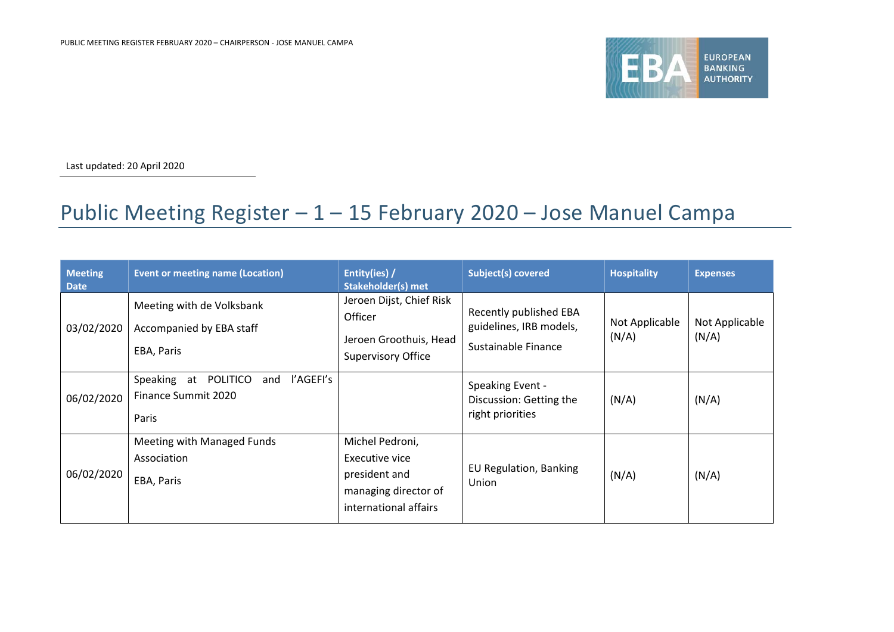Last updated: 20 April 2020

# Public Meeting Register – 1 – 15 February 2020 – Jose Manuel Campa

| Meeting Date | Event or meeting name (Location) | Entity(ies) / Stakeholder(s) met | Subject(s) covered | Hospitality | Expenses |
|---|---|---|---|---|---|
| 03/02/2020 | Meeting with de Volksbank<br>Accompanied by EBA staff<br>EBA, Paris | Jeroen Dijst, Chief Risk Officer<br>Jeroen Groothuis, Head Supervisory Office | Recently published EBA guidelines, IRB models,<br>Sustainable Finance | Not Applicable (N/A) | Not Applicable (N/A) |
| 06/02/2020 | Speaking at POLITICO and l'AGEFI's Finance Summit 2020<br>Paris | | Speaking Event - Discussion: Getting the right priorities | (N/A) | (N/A) |
| 06/02/2020 | Meeting with Managed Funds Association<br>EBA, Paris | Michel Pedroni, Executive vice president and managing director of international affairs | EU Regulation, Banking Union | (N/A) | (N/A) |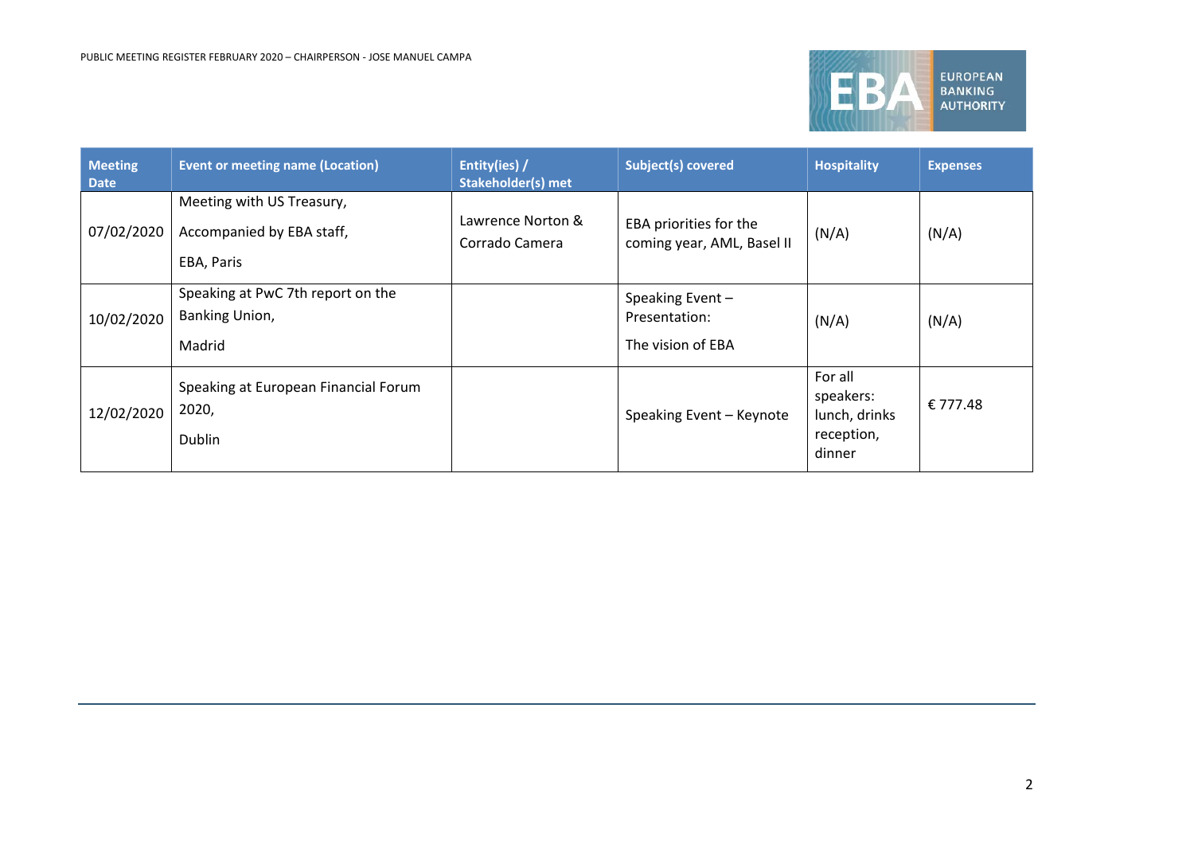| Meeting Date | Event or meeting name (Location) | Entity(ies) / Stakeholder(s) met | Subject(s) covered | Hospitality | Expenses |
|---|---|---|---|---|---|
| 07/02/2020 | Meeting with US Treasury, Accompanied by EBA staff, EBA, Paris | Lawrence Norton & Corrado Camera | EBA priorities for the coming year, AML, Basel II | (N/A) | (N/A) |
| 10/02/2020 | Speaking at PwC 7th report on the Banking Union, Madrid | | Speaking Event – Presentation: The vision of EBA | (N/A) | (N/A) |
| 12/02/2020 | Speaking at European Financial Forum 2020, Dublin | | Speaking Event – Keynote | For all speakers: lunch, drinks reception, dinner | € 777.48 |